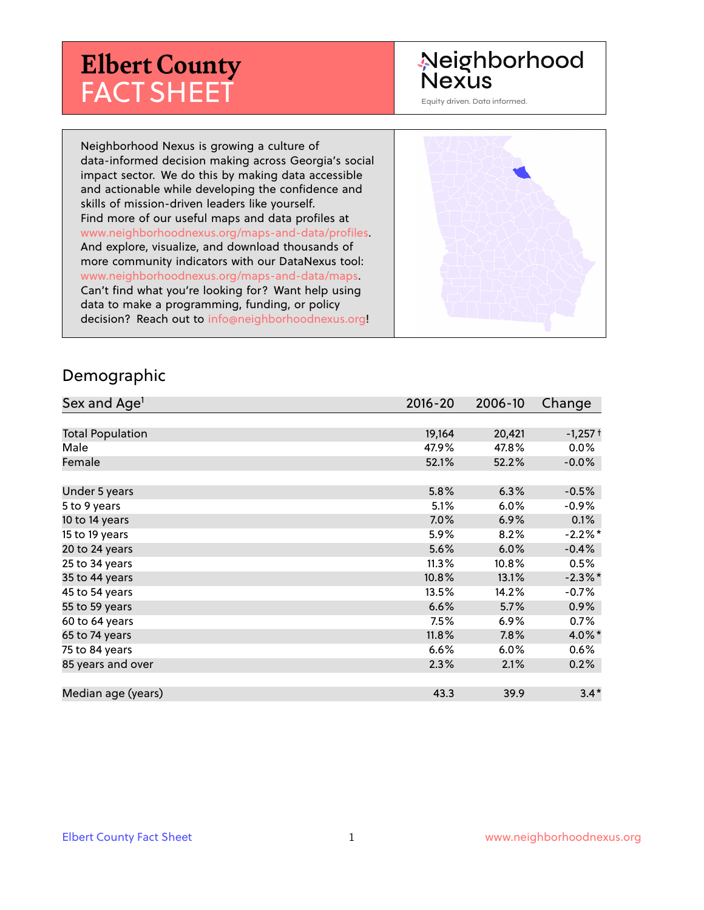# Elbert County FACT SHEET

Neighborhood Nexus

Equity driven. Data informed.

Neighborhood Nexus is growing a culture of data-informed decision making across Georgia's social impact sector. We do this by making data accessible and actionable while developing the confidence and skills of mission-driven leaders like yourself. Find more of our useful maps and data profiles at www.neighborhoodnexus.org/maps-and-data/profiles. And explore, visualize, and download thousands of more community indicators with our DataNexus tool: www.neighborhoodnexus.org/maps-and-data/maps. Can't find what you're looking for? Want help using data to make a programming, funding, or policy decision? Reach out to info@neighborhoodnexus.org!

## Demographic

| Sex and Age[1] | 2016-20 | 2006-10 | Change |
|---|---|---|---|
| Total Population | 19,164 | 20,421 | -1,257 † |
| Male | 47.9% | 47.8% | 0.0% |
| Female | 52.1% | 52.2% | -0.0% |
| | | | |
| Under 5 years | 5.8% | 6.3% | -0.5% |
| 5 to 9 years | 5.1% | 6.0% | -0.9% |
| 10 to 14 years | 7.0% | 6.9% | 0.1% |
| 15 to 19 years | 5.9% | 8.2% | -2.2%* |
| 20 to 24 years | 5.6% | 6.0% | -0.4% |
| 25 to 34 years | 11.3% | 10.8% | 0.5% |
| 35 to 44 years | 10.8% | 13.1% | -2.3%* |
| 45 to 54 years | 13.5% | 14.2% | -0.7% |
| 55 to 59 years | 6.6% | 5.7% | 0.9% |
| 60 to 64 years | 7.5% | 6.9% | 0.7% |
| 65 to 74 years | 11.8% | 7.8% | 4.0%* |
| 75 to 84 years | 6.6% | 6.0% | 0.6% |
| 85 years and over | 2.3% | 2.1% | 0.2% |
| | | | |
| Median age (years) | 43.3 | 39.9 | 3.4* |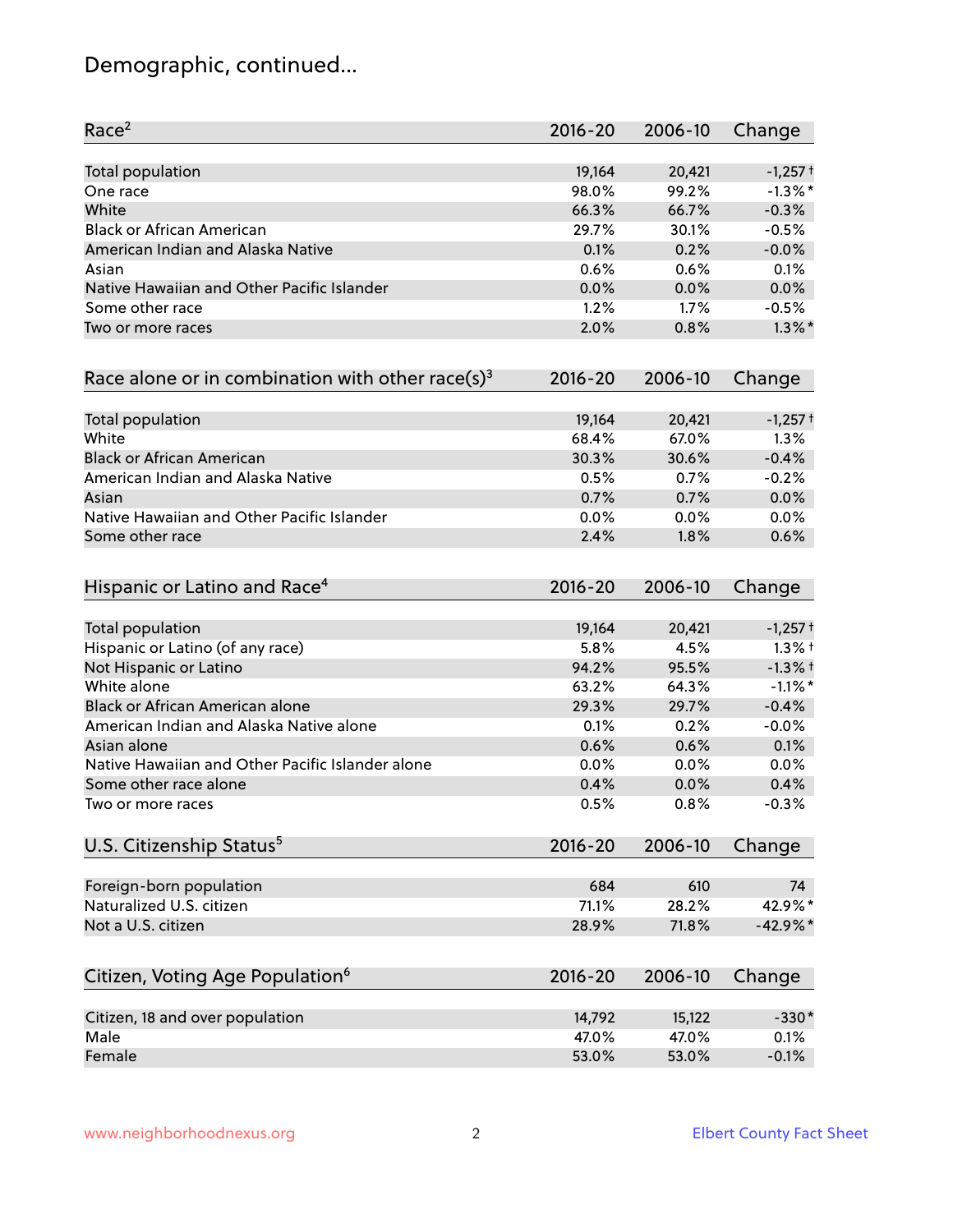# Demographic, continued...

| Race[2] | 2016-20 | 2006-10 | Change |
|---|---|---|---|
| Total population | 19,164 | 20,421 | -1,257 † |
| One race | 98.0% | 99.2% | -1.3% * |
| White | 66.3% | 66.7% | -0.3% |
| Black or African American | 29.7% | 30.1% | -0.5% |
| American Indian and Alaska Native | 0.1% | 0.2% | -0.0% |
| Asian | 0.6% | 0.6% | 0.1% |
| Native Hawaiian and Other Pacific Islander | 0.0% | 0.0% | 0.0% |
| Some other race | 1.2% | 1.7% | -0.5% |
| Two or more races | 2.0% | 0.8% | 1.3% * |

| Race alone or in combination with other race(s)[3] | 2016-20 | 2006-10 | Change |
|---|---|---|---|
| Total population | 19,164 | 20,421 | -1,257 † |
| White | 68.4% | 67.0% | 1.3% |
| Black or African American | 30.3% | 30.6% | -0.4% |
| American Indian and Alaska Native | 0.5% | 0.7% | -0.2% |
| Asian | 0.7% | 0.7% | 0.0% |
| Native Hawaiian and Other Pacific Islander | 0.0% | 0.0% | 0.0% |
| Some other race | 2.4% | 1.8% | 0.6% |

| Hispanic or Latino and Race[4] | 2016-20 | 2006-10 | Change |
|---|---|---|---|
| Total population | 19,164 | 20,421 | -1,257 † |
| Hispanic or Latino (of any race) | 5.8% | 4.5% | 1.3% † |
| Not Hispanic or Latino | 94.2% | 95.5% | -1.3% † |
| White alone | 63.2% | 64.3% | -1.1% * |
| Black or African American alone | 29.3% | 29.7% | -0.4% |
| American Indian and Alaska Native alone | 0.1% | 0.2% | -0.0% |
| Asian alone | 0.6% | 0.6% | 0.1% |
| Native Hawaiian and Other Pacific Islander alone | 0.0% | 0.0% | 0.0% |
| Some other race alone | 0.4% | 0.0% | 0.4% |
| Two or more races | 0.5% | 0.8% | -0.3% |

| U.S. Citizenship Status[5] | 2016-20 | 2006-10 | Change |
|---|---|---|---|
| Foreign-born population | 684 | 610 | 74 |
| Naturalized U.S. citizen | 71.1% | 28.2% | 42.9% * |
| Not a U.S. citizen | 28.9% | 71.8% | -42.9% * |

| Citizen, Voting Age Population[6] | 2016-20 | 2006-10 | Change |
|---|---|---|---|
| Citizen, 18 and over population | 14,792 | 15,122 | -330 * |
| Male | 47.0% | 47.0% | 0.1% |
| Female | 53.0% | 53.0% | -0.1% |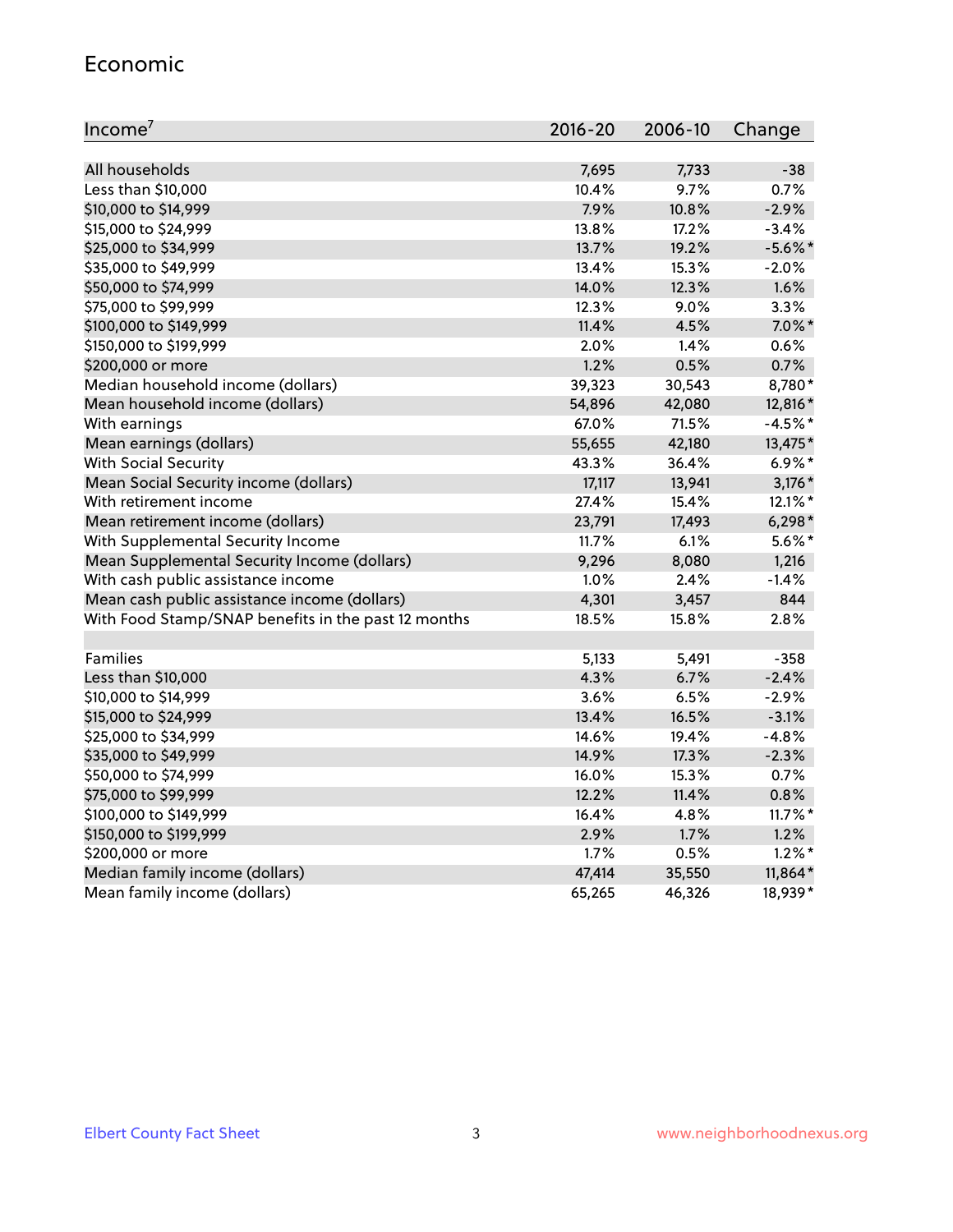## Economic

| Income[7] | 2016-20 | 2006-10 | Change |
|---|---|---|---|
| All households | 7,695 | 7,733 | -38 |
| Less than $10,000 | 10.4% | 9.7% | 0.7% |
| $10,000 to $14,999 | 7.9% | 10.8% | -2.9% |
| $15,000 to $24,999 | 13.8% | 17.2% | -3.4% |
| $25,000 to $34,999 | 13.7% | 19.2% | -5.6%* |
| $35,000 to $49,999 | 13.4% | 15.3% | -2.0% |
| $50,000 to $74,999 | 14.0% | 12.3% | 1.6% |
| $75,000 to $99,999 | 12.3% | 9.0% | 3.3% |
| $100,000 to $149,999 | 11.4% | 4.5% | 7.0%* |
| $150,000 to $199,999 | 2.0% | 1.4% | 0.6% |
| $200,000 or more | 1.2% | 0.5% | 0.7% |
| Median household income (dollars) | 39,323 | 30,543 | 8,780* |
| Mean household income (dollars) | 54,896 | 42,080 | 12,816* |
| With earnings | 67.0% | 71.5% | -4.5%* |
| Mean earnings (dollars) | 55,655 | 42,180 | 13,475* |
| With Social Security | 43.3% | 36.4% | 6.9%* |
| Mean Social Security income (dollars) | 17,117 | 13,941 | 3,176* |
| With retirement income | 27.4% | 15.4% | 12.1%* |
| Mean retirement income (dollars) | 23,791 | 17,493 | 6,298* |
| With Supplemental Security Income | 11.7% | 6.1% | 5.6%* |
| Mean Supplemental Security Income (dollars) | 9,296 | 8,080 | 1,216 |
| With cash public assistance income | 1.0% | 2.4% | -1.4% |
| Mean cash public assistance income (dollars) | 4,301 | 3,457 | 844 |
| With Food Stamp/SNAP benefits in the past 12 months | 18.5% | 15.8% | 2.8% |
| | | | |
| Families | 5,133 | 5,491 | -358 |
| Less than $10,000 | 4.3% | 6.7% | -2.4% |
| $10,000 to $14,999 | 3.6% | 6.5% | -2.9% |
| $15,000 to $24,999 | 13.4% | 16.5% | -3.1% |
| $25,000 to $34,999 | 14.6% | 19.4% | -4.8% |
| $35,000 to $49,999 | 14.9% | 17.3% | -2.3% |
| $50,000 to $74,999 | 16.0% | 15.3% | 0.7% |
| $75,000 to $99,999 | 12.2% | 11.4% | 0.8% |
| $100,000 to $149,999 | 16.4% | 4.8% | 11.7%* |
| $150,000 to $199,999 | 2.9% | 1.7% | 1.2% |
| $200,000 or more | 1.7% | 0.5% | 1.2%* |
| Median family income (dollars) | 47,414 | 35,550 | 11,864* |
| Mean family income (dollars) | 65,265 | 46,326 | 18,939* |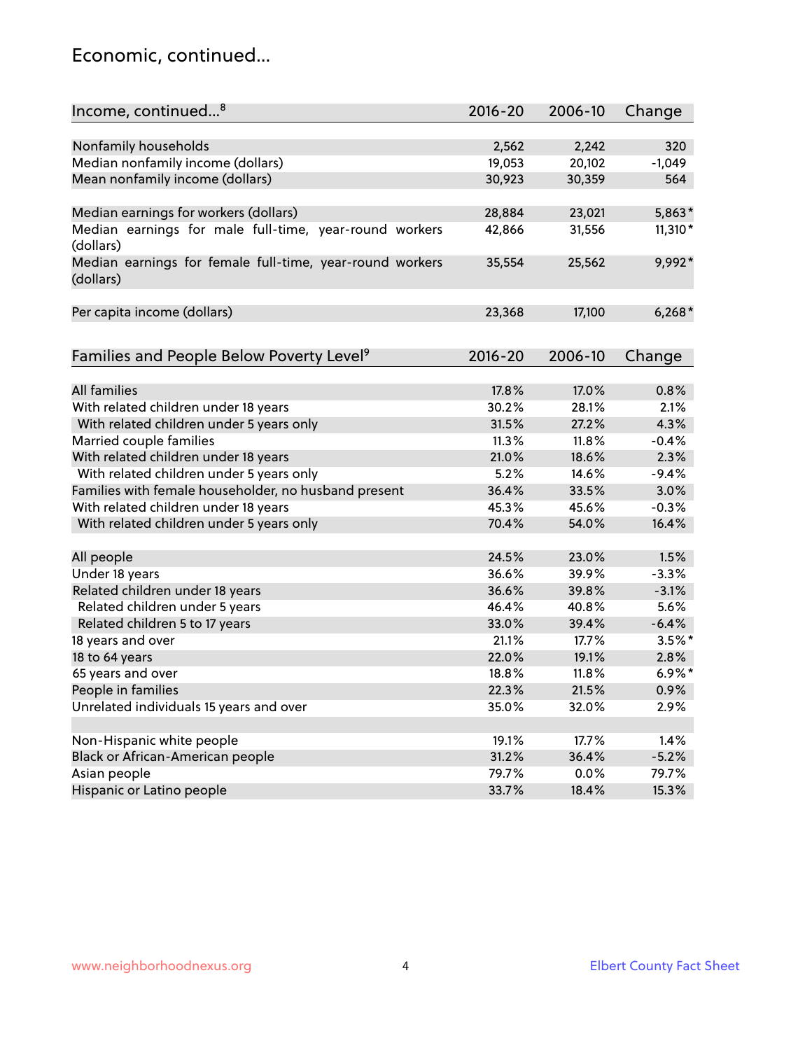## Economic, continued...

| Income, continued...[8] | 2016-20 | 2006-10 | Change |
|---|---|---|---|
| Nonfamily households | 2,562 | 2,242 | 320 |
| Median nonfamily income (dollars) | 19,053 | 20,102 | -1,049 |
| Mean nonfamily income (dollars) | 30,923 | 30,359 | 564 |
| Median earnings for workers (dollars) | 28,884 | 23,021 | 5,863* |
| Median earnings for male full-time, year-round workers (dollars) | 42,866 | 31,556 | 11,310* |
| Median earnings for female full-time, year-round workers (dollars) | 35,554 | 25,562 | 9,992* |
| Per capita income (dollars) | 23,368 | 17,100 | 6,268* |

| Families and People Below Poverty Level[9] | 2016-20 | 2006-10 | Change |
|---|---|---|---|
| All families | 17.8% | 17.0% | 0.8% |
| With related children under 18 years | 30.2% | 28.1% | 2.1% |
| With related children under 5 years only | 31.5% | 27.2% | 4.3% |
| Married couple families | 11.3% | 11.8% | -0.4% |
| With related children under 18 years | 21.0% | 18.6% | 2.3% |
| With related children under 5 years only | 5.2% | 14.6% | -9.4% |
| Families with female householder, no husband present | 36.4% | 33.5% | 3.0% |
| With related children under 18 years | 45.3% | 45.6% | -0.3% |
| With related children under 5 years only | 70.4% | 54.0% | 16.4% |
| All people | 24.5% | 23.0% | 1.5% |
| Under 18 years | 36.6% | 39.9% | -3.3% |
| Related children under 18 years | 36.6% | 39.8% | -3.1% |
| Related children under 5 years | 46.4% | 40.8% | 5.6% |
| Related children 5 to 17 years | 33.0% | 39.4% | -6.4% |
| 18 years and over | 21.1% | 17.7% | 3.5%* |
| 18 to 64 years | 22.0% | 19.1% | 2.8% |
| 65 years and over | 18.8% | 11.8% | 6.9%* |
| People in families | 22.3% | 21.5% | 0.9% |
| Unrelated individuals 15 years and over | 35.0% | 32.0% | 2.9% |
| Non-Hispanic white people | 19.1% | 17.7% | 1.4% |
| Black or African-American people | 31.2% | 36.4% | -5.2% |
| Asian people | 79.7% | 0.0% | 79.7% |
| Hispanic or Latino people | 33.7% | 18.4% | 15.3% |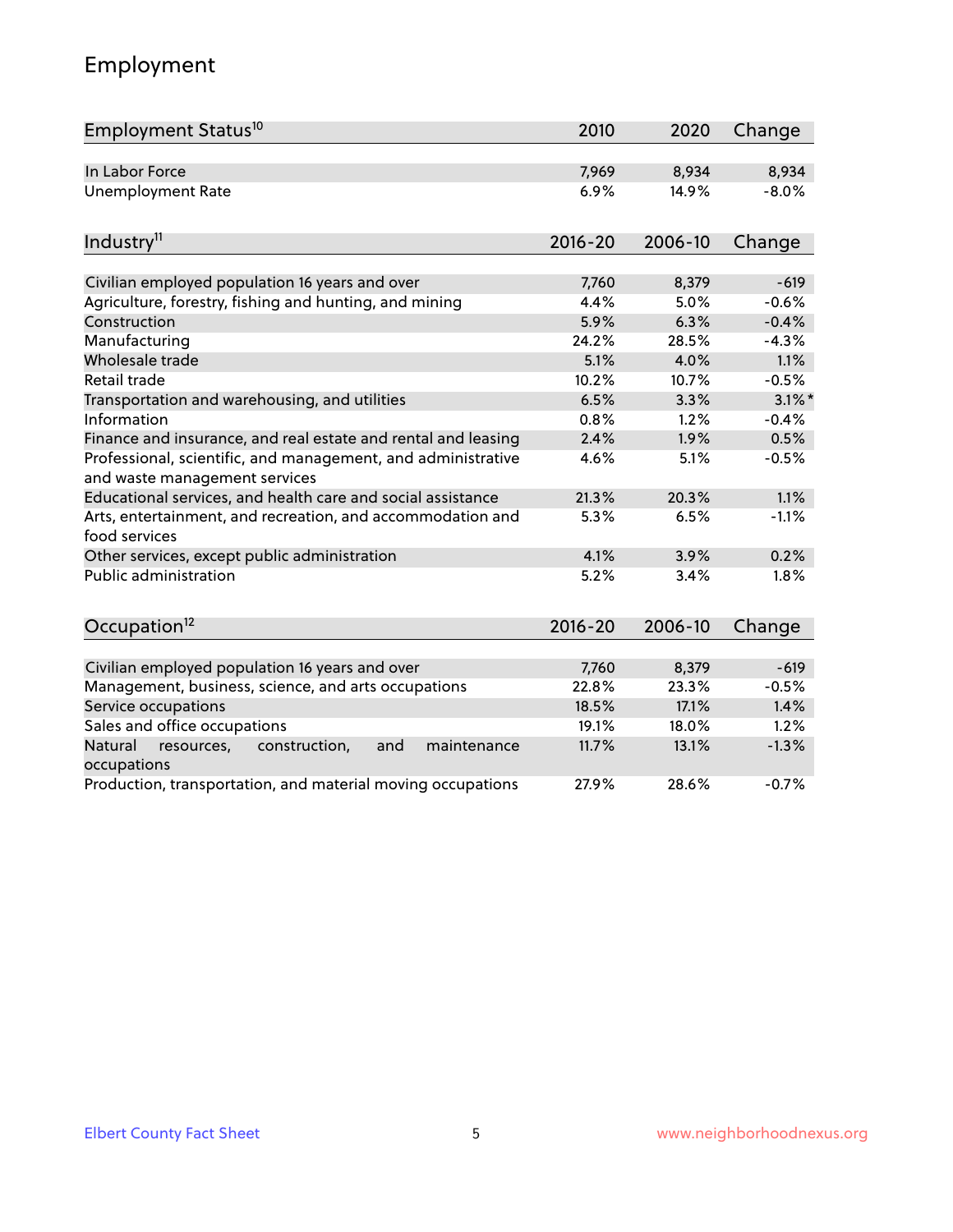# Employment

| Employment Status[10] | 2010 | 2020 | Change |
| --- | --- | --- | --- |
| In Labor Force | 7,969 | 8,934 | 8,934 |
| Unemployment Rate | 6.9% | 14.9% | -8.0% |

| Industry[11] | 2016-20 | 2006-10 | Change |
| --- | --- | --- | --- |
| Civilian employed population 16 years and over | 7,760 | 8,379 | -619 |
| Agriculture, forestry, fishing and hunting, and mining | 4.4% | 5.0% | -0.6% |
| Construction | 5.9% | 6.3% | -0.4% |
| Manufacturing | 24.2% | 28.5% | -4.3% |
| Wholesale trade | 5.1% | 4.0% | 1.1% |
| Retail trade | 10.2% | 10.7% | -0.5% |
| Transportation and warehousing, and utilities | 6.5% | 3.3% | 3.1%* |
| Information | 0.8% | 1.2% | -0.4% |
| Finance and insurance, and real estate and rental and leasing | 2.4% | 1.9% | 0.5% |
| Professional, scientific, and management, and administrative and waste management services | 4.6% | 5.1% | -0.5% |
| Educational services, and health care and social assistance | 21.3% | 20.3% | 1.1% |
| Arts, entertainment, and recreation, and accommodation and food services | 5.3% | 6.5% | -1.1% |
| Other services, except public administration | 4.1% | 3.9% | 0.2% |
| Public administration | 5.2% | 3.4% | 1.8% |

| Occupation[12] | 2016-20 | 2006-10 | Change |
| --- | --- | --- | --- |
| Civilian employed population 16 years and over | 7,760 | 8,379 | -619 |
| Management, business, science, and arts occupations | 22.8% | 23.3% | -0.5% |
| Service occupations | 18.5% | 17.1% | 1.4% |
| Sales and office occupations | 19.1% | 18.0% | 1.2% |
| Natural resources, construction, and maintenance occupations | 11.7% | 13.1% | -1.3% |
| Production, transportation, and material moving occupations | 27.9% | 28.6% | -0.7% |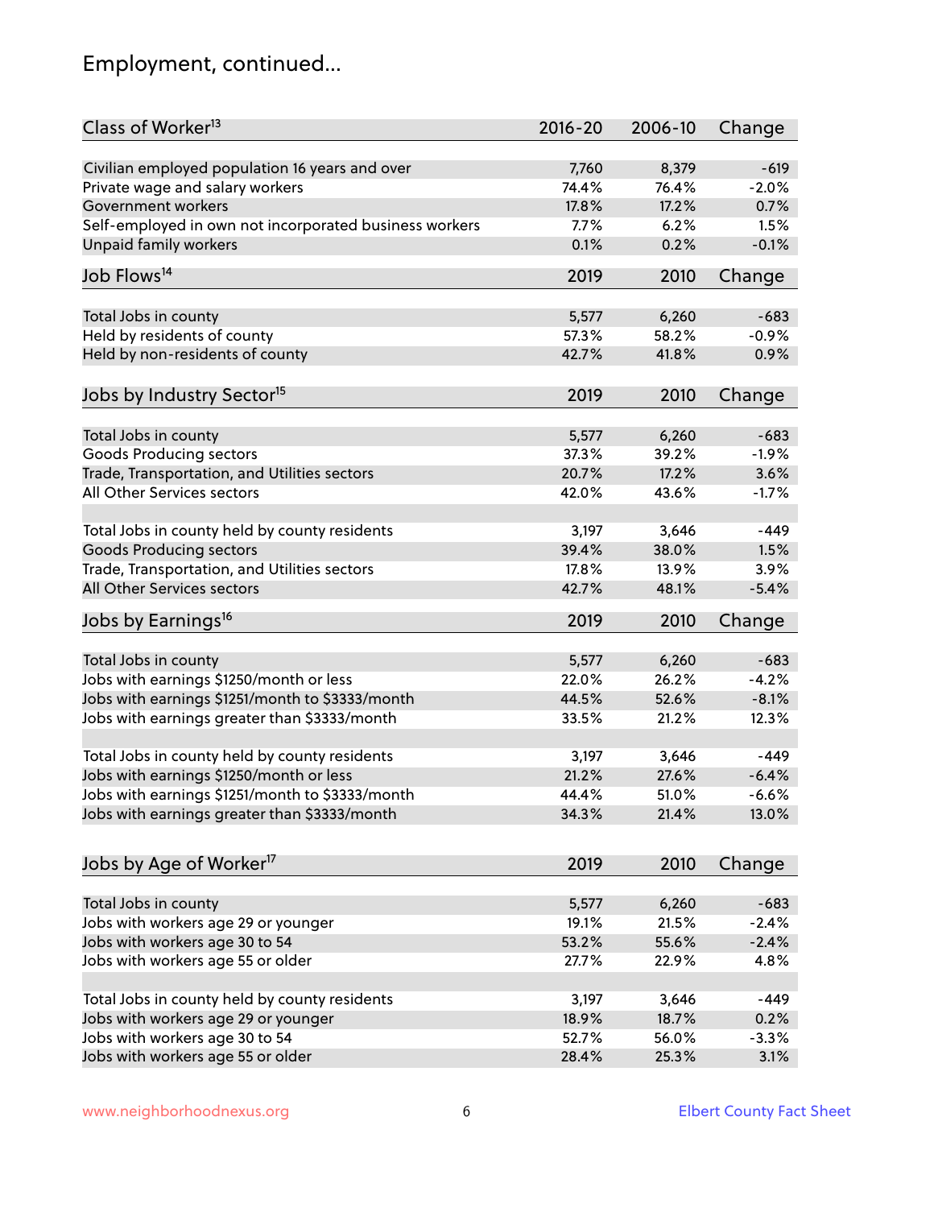## Employment, continued...

| Class of Worker[13] | 2016-20 | 2006-10 | Change |
|---|---|---|---|
| Civilian employed population 16 years and over | 7,760 | 8,379 | -619 |
| Private wage and salary workers | 74.4% | 76.4% | -2.0% |
| Government workers | 17.8% | 17.2% | 0.7% |
| Self-employed in own not incorporated business workers | 7.7% | 6.2% | 1.5% |
| Unpaid family workers | 0.1% | 0.2% | -0.1% |

| Job Flows[14] | 2019 | 2010 | Change |
|---|---|---|---|
| Total Jobs in county | 5,577 | 6,260 | -683 |
| Held by residents of county | 57.3% | 58.2% | -0.9% |
| Held by non-residents of county | 42.7% | 41.8% | 0.9% |

| Jobs by Industry Sector[15] | 2019 | 2010 | Change |
|---|---|---|---|
| Total Jobs in county | 5,577 | 6,260 | -683 |
| Goods Producing sectors | 37.3% | 39.2% | -1.9% |
| Trade, Transportation, and Utilities sectors | 20.7% | 17.2% | 3.6% |
| All Other Services sectors | 42.0% | 43.6% | -1.7% |
| | | | |
| Total Jobs in county held by county residents | 3,197 | 3,646 | -449 |
| Goods Producing sectors | 39.4% | 38.0% | 1.5% |
| Trade, Transportation, and Utilities sectors | 17.8% | 13.9% | 3.9% |
| All Other Services sectors | 42.7% | 48.1% | -5.4% |

| Jobs by Earnings[16] | 2019 | 2010 | Change |
|---|---|---|---|
| Total Jobs in county | 5,577 | 6,260 | -683 |
| Jobs with earnings $1250/month or less | 22.0% | 26.2% | -4.2% |
| Jobs with earnings $1251/month to $3333/month | 44.5% | 52.6% | -8.1% |
| Jobs with earnings greater than $3333/month | 33.5% | 21.2% | 12.3% |
| | | | |
| Total Jobs in county held by county residents | 3,197 | 3,646 | -449 |
| Jobs with earnings $1250/month or less | 21.2% | 27.6% | -6.4% |
| Jobs with earnings $1251/month to $3333/month | 44.4% | 51.0% | -6.6% |
| Jobs with earnings greater than $3333/month | 34.3% | 21.4% | 13.0% |

| Jobs by Age of Worker[17] | 2019 | 2010 | Change |
|---|---|---|---|
| Total Jobs in county | 5,577 | 6,260 | -683 |
| Jobs with workers age 29 or younger | 19.1% | 21.5% | -2.4% |
| Jobs with workers age 30 to 54 | 53.2% | 55.6% | -2.4% |
| Jobs with workers age 55 or older | 27.7% | 22.9% | 4.8% |
| | | | |
| Total Jobs in county held by county residents | 3,197 | 3,646 | -449 |
| Jobs with workers age 29 or younger | 18.9% | 18.7% | 0.2% |
| Jobs with workers age 30 to 54 | 52.7% | 56.0% | -3.3% |
| Jobs with workers age 55 or older | 28.4% | 25.3% | 3.1% |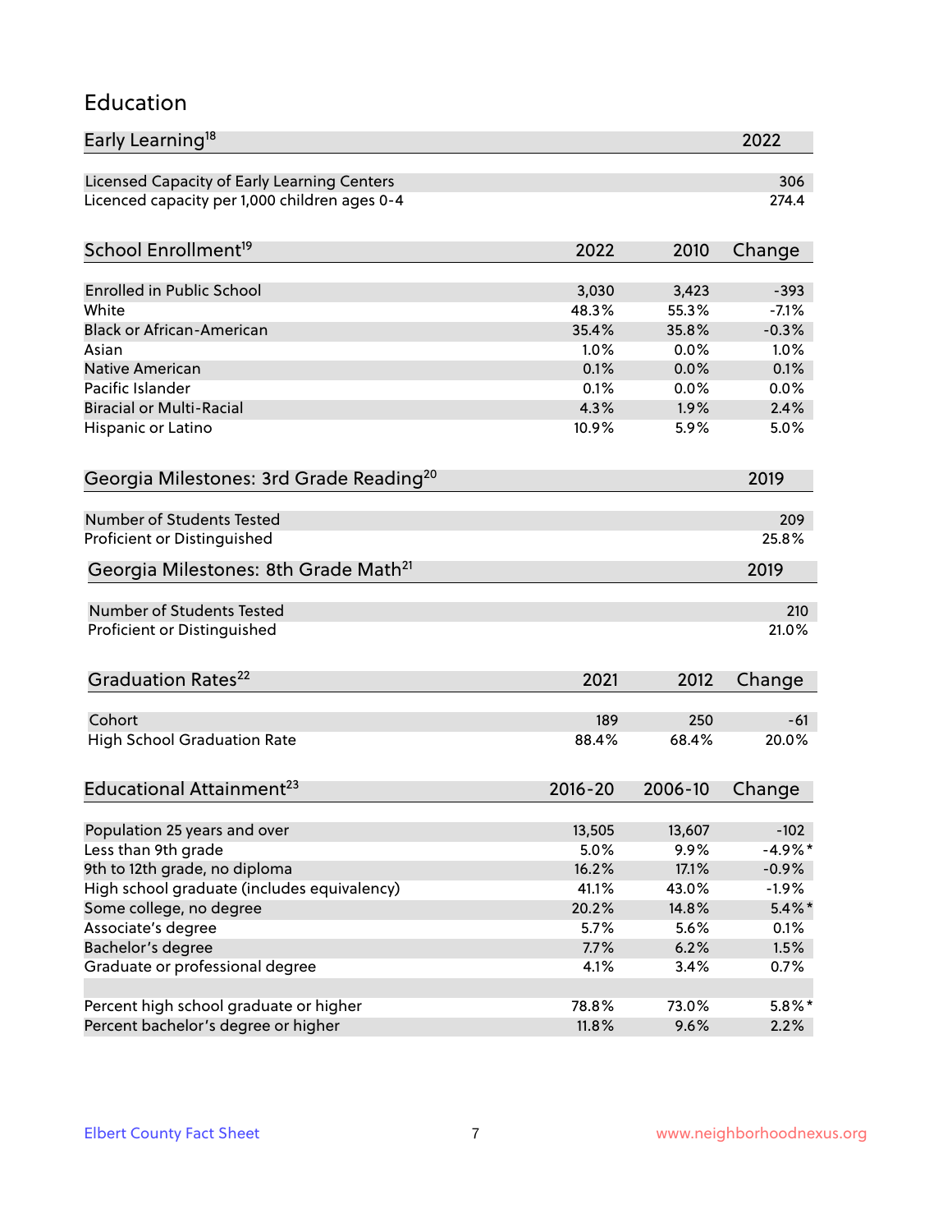# Education

| Early Learning[18] | 2022 |
|---|---|
| Licensed Capacity of Early Learning Centers | 306 |
| Licenced capacity per 1,000 children ages 0-4 | 274.4 |

| School Enrollment[19] | 2022 | 2010 | Change |
|---|---|---|---|
| Enrolled in Public School | 3,030 | 3,423 | -393 |
| White | 48.3% | 55.3% | -7.1% |
| Black or African-American | 35.4% | 35.8% | -0.3% |
| Asian | 1.0% | 0.0% | 1.0% |
| Native American | 0.1% | 0.0% | 0.1% |
| Pacific Islander | 0.1% | 0.0% | 0.0% |
| Biracial or Multi-Racial | 4.3% | 1.9% | 2.4% |
| Hispanic or Latino | 10.9% | 5.9% | 5.0% |

| Georgia Milestones: 3rd Grade Reading[20] | 2019 |
|---|---|
| Number of Students Tested | 209 |
| Proficient or Distinguished | 25.8% |

| Georgia Milestones: 8th Grade Math[21] | 2019 |
|---|---|
| Number of Students Tested | 210 |
| Proficient or Distinguished | 21.0% |

| Graduation Rates[22] | 2021 | 2012 | Change |
|---|---|---|---|
| Cohort | 189 | 250 | -61 |
| High School Graduation Rate | 88.4% | 68.4% | 20.0% |

| Educational Attainment[23] | 2016-20 | 2006-10 | Change |
|---|---|---|---|
| Population 25 years and over | 13,505 | 13,607 | -102 |
| Less than 9th grade | 5.0% | 9.9% | -4.9%* |
| 9th to 12th grade, no diploma | 16.2% | 17.1% | -0.9% |
| High school graduate (includes equivalency) | 41.1% | 43.0% | -1.9% |
| Some college, no degree | 20.2% | 14.8% | 5.4%* |
| Associate's degree | 5.7% | 5.6% | 0.1% |
| Bachelor's degree | 7.7% | 6.2% | 1.5% |
| Graduate or professional degree | 4.1% | 3.4% | 0.7% |
| | | | |
| Percent high school graduate or higher | 78.8% | 73.0% | 5.8%* |
| Percent bachelor's degree or higher | 11.8% | 9.6% | 2.2% |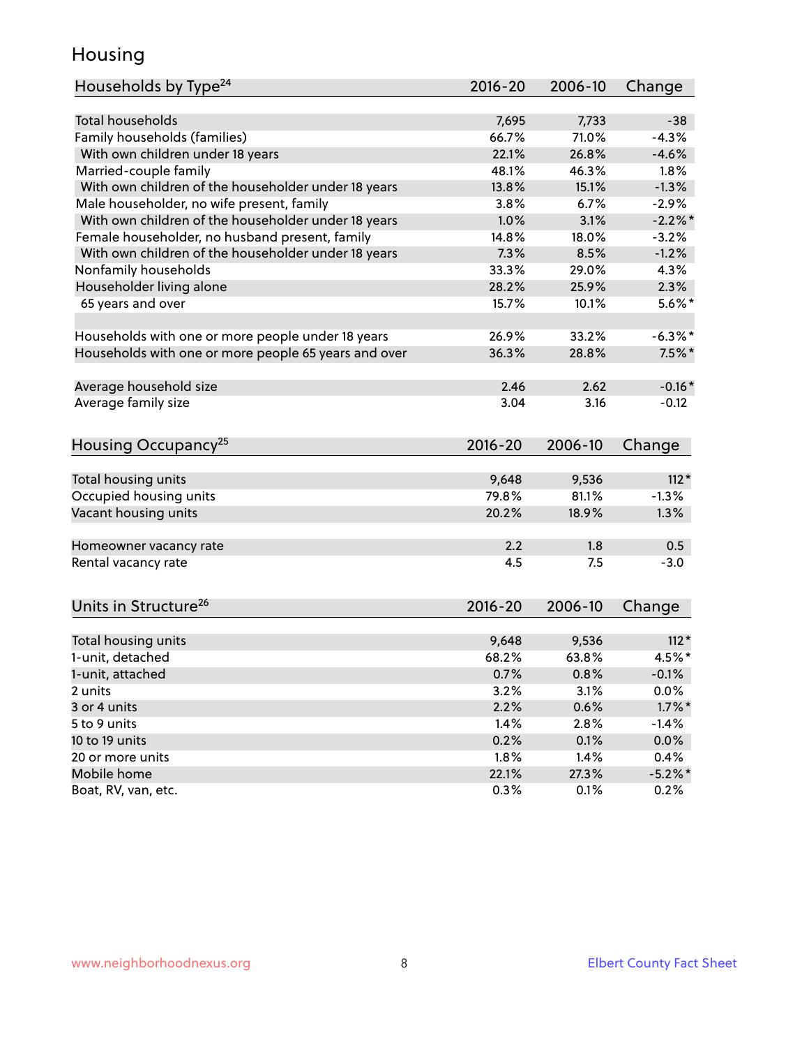# Housing

| Households by Type[24] | 2016-20 | 2006-10 | Change |
|---|---|---|---|
| Total households | 7,695 | 7,733 | -38 |
| Family households (families) | 66.7% | 71.0% | -4.3% |
| With own children under 18 years | 22.1% | 26.8% | -4.6% |
| Married-couple family | 48.1% | 46.3% | 1.8% |
| With own children of the householder under 18 years | 13.8% | 15.1% | -1.3% |
| Male householder, no wife present, family | 3.8% | 6.7% | -2.9% |
| With own children of the householder under 18 years | 1.0% | 3.1% | -2.2%* |
| Female householder, no husband present, family | 14.8% | 18.0% | -3.2% |
| With own children of the householder under 18 years | 7.3% | 8.5% | -1.2% |
| Nonfamily households | 33.3% | 29.0% | 4.3% |
| Householder living alone | 28.2% | 25.9% | 2.3% |
| 65 years and over | 15.7% | 10.1% | 5.6%* |
| | | | |
| Households with one or more people under 18 years | 26.9% | 33.2% | -6.3%* |
| Households with one or more people 65 years and over | 36.3% | 28.8% | 7.5%* |
| | | | |
| Average household size | 2.46 | 2.62 | -0.16* |
| Average family size | 3.04 | 3.16 | -0.12 |

| Housing Occupancy[25] | 2016-20 | 2006-10 | Change |
|---|---|---|---|
| Total housing units | 9,648 | 9,536 | 112* |
| Occupied housing units | 79.8% | 81.1% | -1.3% |
| Vacant housing units | 20.2% | 18.9% | 1.3% |
| | | | |
| Homeowner vacancy rate | 2.2 | 1.8 | 0.5 |
| Rental vacancy rate | 4.5 | 7.5 | -3.0 |

| Units in Structure[26] | 2016-20 | 2006-10 | Change |
|---|---|---|---|
| Total housing units | 9,648 | 9,536 | 112* |
| 1-unit, detached | 68.2% | 63.8% | 4.5%* |
| 1-unit, attached | 0.7% | 0.8% | -0.1% |
| 2 units | 3.2% | 3.1% | 0.0% |
| 3 or 4 units | 2.2% | 0.6% | 1.7%* |
| 5 to 9 units | 1.4% | 2.8% | -1.4% |
| 10 to 19 units | 0.2% | 0.1% | 0.0% |
| 20 or more units | 1.8% | 1.4% | 0.4% |
| Mobile home | 22.1% | 27.3% | -5.2%* |
| Boat, RV, van, etc. | 0.3% | 0.1% | 0.2% |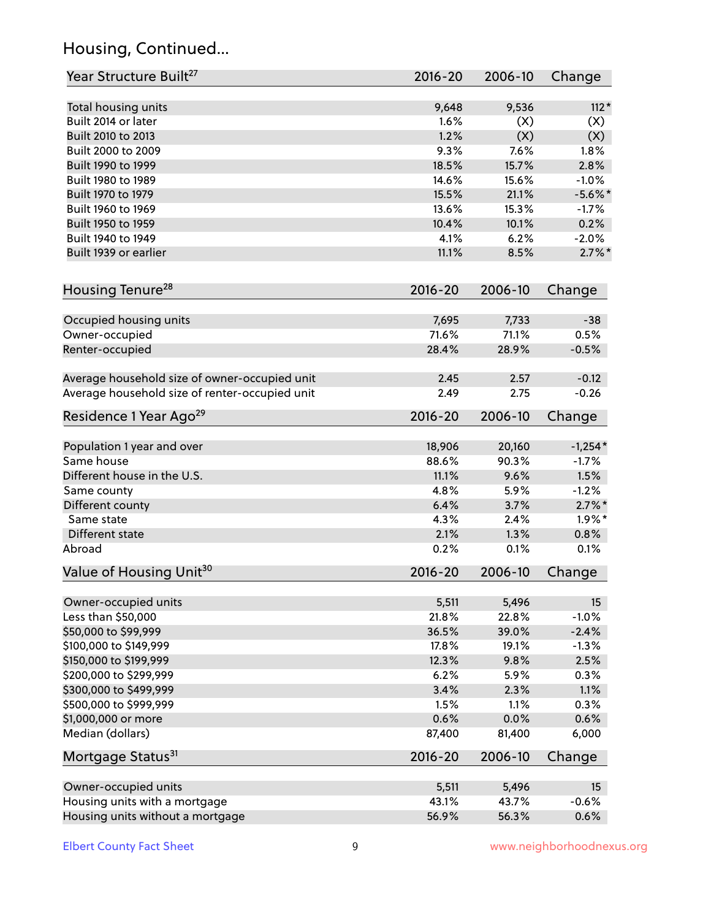## Housing, Continued...

| Year Structure Built[27] | 2016-20 | 2006-10 | Change |
|---|---|---|---|
| Total housing units | 9,648 | 9,536 | 112* |
| Built 2014 or later | 1.6% | (X) | (X) |
| Built 2010 to 2013 | 1.2% | (X) | (X) |
| Built 2000 to 2009 | 9.3% | 7.6% | 1.8% |
| Built 1990 to 1999 | 18.5% | 15.7% | 2.8% |
| Built 1980 to 1989 | 14.6% | 15.6% | -1.0% |
| Built 1970 to 1979 | 15.5% | 21.1% | -5.6%* |
| Built 1960 to 1969 | 13.6% | 15.3% | -1.7% |
| Built 1950 to 1959 | 10.4% | 10.1% | 0.2% |
| Built 1940 to 1949 | 4.1% | 6.2% | -2.0% |
| Built 1939 or earlier | 11.1% | 8.5% | 2.7%* |

| Housing Tenure[28] | 2016-20 | 2006-10 | Change |
|---|---|---|---|
| Occupied housing units | 7,695 | 7,733 | -38 |
| Owner-occupied | 71.6% | 71.1% | 0.5% |
| Renter-occupied | 28.4% | 28.9% | -0.5% |
| Average household size of owner-occupied unit | 2.45 | 2.57 | -0.12 |
| Average household size of renter-occupied unit | 2.49 | 2.75 | -0.26 |

| Residence 1 Year Ago[29] | 2016-20 | 2006-10 | Change |
|---|---|---|---|
| Population 1 year and over | 18,906 | 20,160 | -1,254* |
| Same house | 88.6% | 90.3% | -1.7% |
| Different house in the U.S. | 11.1% | 9.6% | 1.5% |
| Same county | 4.8% | 5.9% | -1.2% |
| Different county | 6.4% | 3.7% | 2.7%* |
| Same state | 4.3% | 2.4% | 1.9%* |
| Different state | 2.1% | 1.3% | 0.8% |
| Abroad | 0.2% | 0.1% | 0.1% |

| Value of Housing Unit[30] | 2016-20 | 2006-10 | Change |
|---|---|---|---|
| Owner-occupied units | 5,511 | 5,496 | 15 |
| Less than $50,000 | 21.8% | 22.8% | -1.0% |
| $50,000 to $99,999 | 36.5% | 39.0% | -2.4% |
| $100,000 to $149,999 | 17.8% | 19.1% | -1.3% |
| $150,000 to $199,999 | 12.3% | 9.8% | 2.5% |
| $200,000 to $299,999 | 6.2% | 5.9% | 0.3% |
| $300,000 to $499,999 | 3.4% | 2.3% | 1.1% |
| $500,000 to $999,999 | 1.5% | 1.1% | 0.3% |
| $1,000,000 or more | 0.6% | 0.0% | 0.6% |
| Median (dollars) | 87,400 | 81,400 | 6,000 |

| Mortgage Status[31] | 2016-20 | 2006-10 | Change |
|---|---|---|---|
| Owner-occupied units | 5,511 | 5,496 | 15 |
| Housing units with a mortgage | 43.1% | 43.7% | -0.6% |
| Housing units without a mortgage | 56.9% | 56.3% | 0.6% |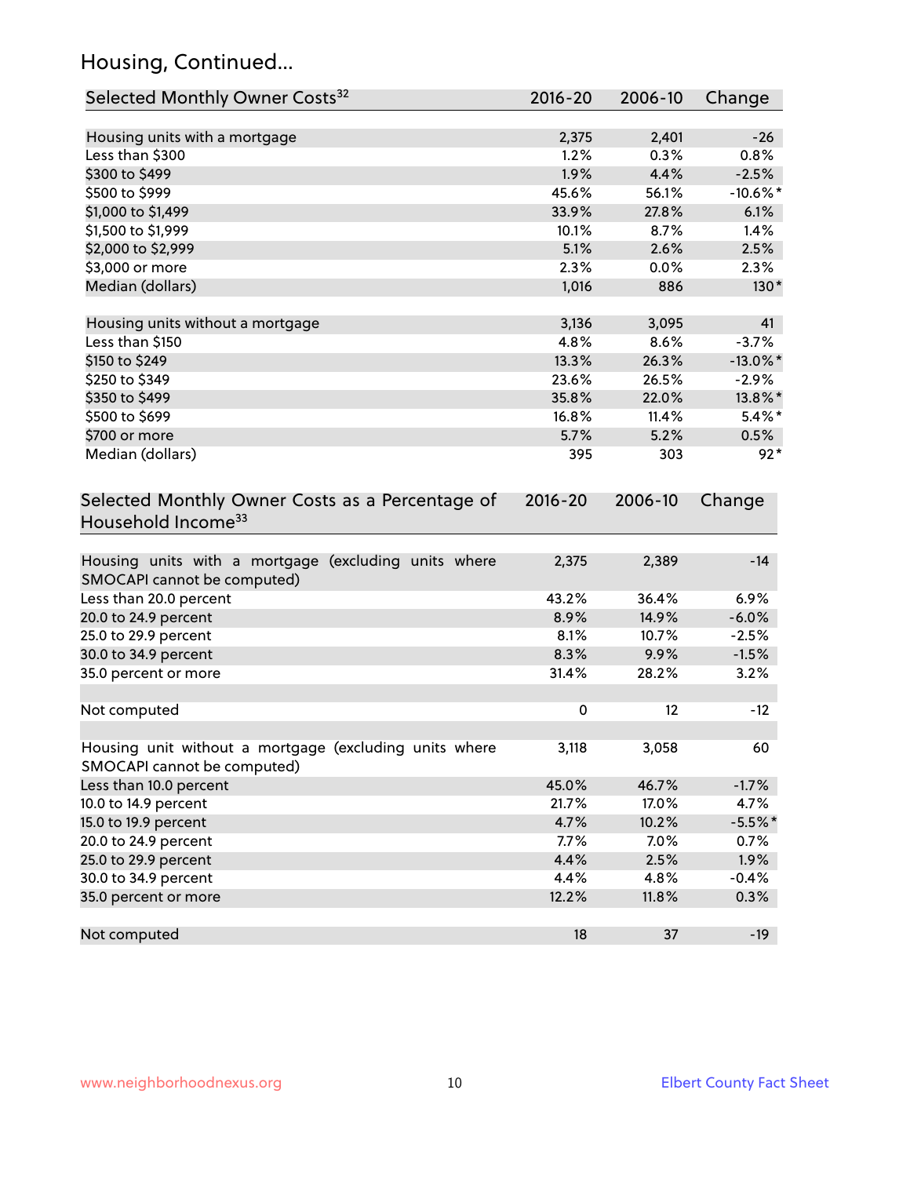## Housing, Continued...

| Selected Monthly Owner Costs[32] | 2016-20 | 2006-10 | Change |
|---|---|---|---|
| Housing units with a mortgage | 2,375 | 2,401 | -26 |
| Less than $300 | 1.2% | 0.3% | 0.8% |
| $300 to $499 | 1.9% | 4.4% | -2.5% |
| $500 to $999 | 45.6% | 56.1% | -10.6%* |
| $1,000 to $1,499 | 33.9% | 27.8% | 6.1% |
| $1,500 to $1,999 | 10.1% | 8.7% | 1.4% |
| $2,000 to $2,999 | 5.1% | 2.6% | 2.5% |
| $3,000 or more | 2.3% | 0.0% | 2.3% |
| Median (dollars) | 1,016 | 886 | 130* |
| | | | |
| Housing units without a mortgage | 3,136 | 3,095 | 41 |
| Less than $150 | 4.8% | 8.6% | -3.7% |
| $150 to $249 | 13.3% | 26.3% | -13.0%* |
| $250 to $349 | 23.6% | 26.5% | -2.9% |
| $350 to $499 | 35.8% | 22.0% | 13.8%* |
| $500 to $699 | 16.8% | 11.4% | 5.4%* |
| $700 or more | 5.7% | 5.2% | 0.5% |
| Median (dollars) | 395 | 303 | 92* |

| Selected Monthly Owner Costs as a Percentage of Household Income[33] | 2016-20 | 2006-10 | Change |
|---|---|---|---|
| Housing units with a mortgage (excluding units where SMOCAPI cannot be computed) | 2,375 | 2,389 | -14 |
| Less than 20.0 percent | 43.2% | 36.4% | 6.9% |
| 20.0 to 24.9 percent | 8.9% | 14.9% | -6.0% |
| 25.0 to 29.9 percent | 8.1% | 10.7% | -2.5% |
| 30.0 to 34.9 percent | 8.3% | 9.9% | -1.5% |
| 35.0 percent or more | 31.4% | 28.2% | 3.2% |
| | | | |
| Not computed | 0 | 12 | -12 |
| | | | |
| Housing unit without a mortgage (excluding units where SMOCAPI cannot be computed) | 3,118 | 3,058 | 60 |
| Less than 10.0 percent | 45.0% | 46.7% | -1.7% |
| 10.0 to 14.9 percent | 21.7% | 17.0% | 4.7% |
| 15.0 to 19.9 percent | 4.7% | 10.2% | -5.5%* |
| 20.0 to 24.9 percent | 7.7% | 7.0% | 0.7% |
| 25.0 to 29.9 percent | 4.4% | 2.5% | 1.9% |
| 30.0 to 34.9 percent | 4.4% | 4.8% | -0.4% |
| 35.0 percent or more | 12.2% | 11.8% | 0.3% |
| | | | |
| Not computed | 18 | 37 | -19 |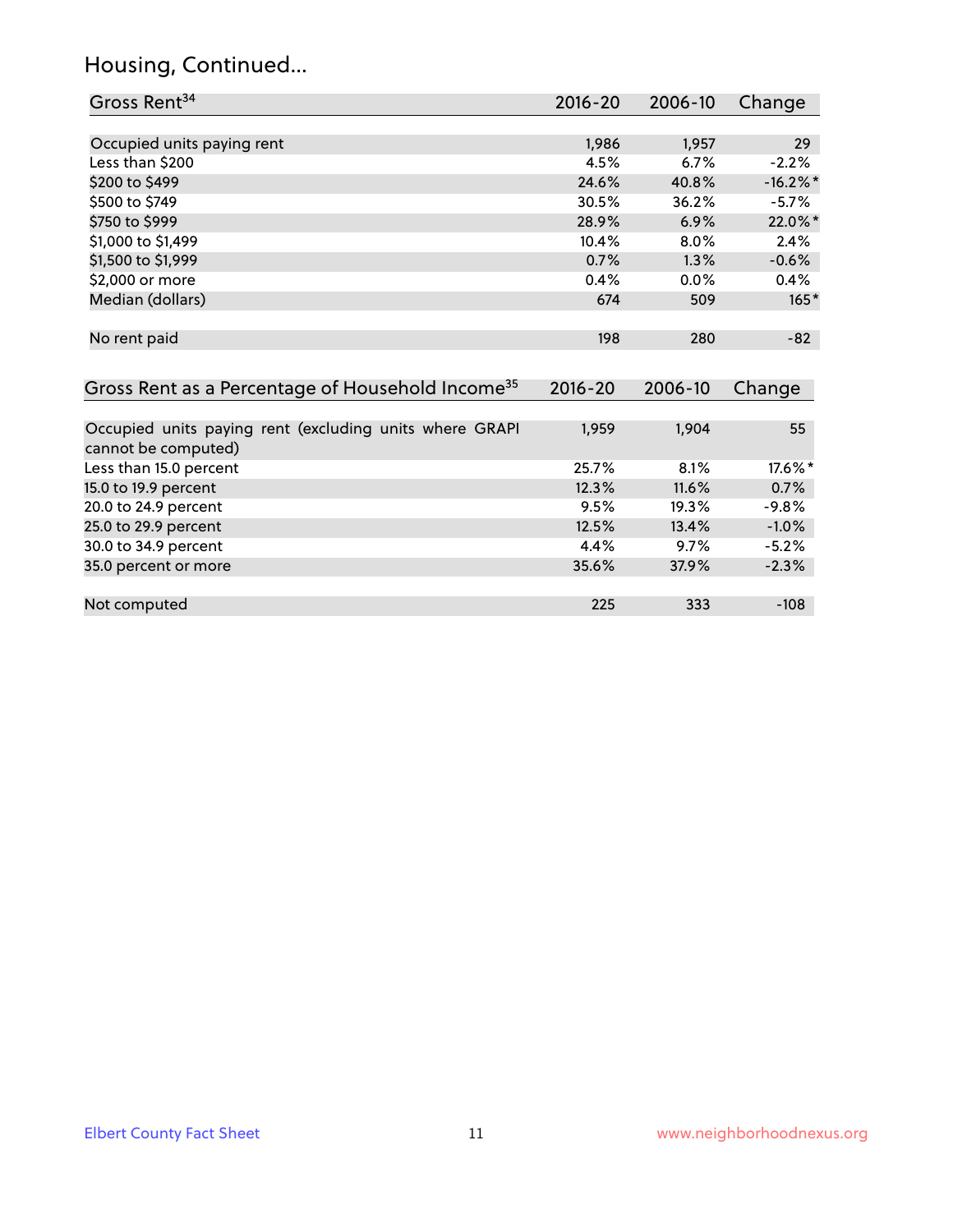# Housing, Continued...

| Gross Rent[34] | 2016-20 | 2006-10 | Change |
|---|---|---|---|
| Occupied units paying rent | 1,986 | 1,957 | 29 |
| Less than $200 | 4.5% | 6.7% | -2.2% |
| $200 to $499 | 24.6% | 40.8% | -16.2%* |
| $500 to $749 | 30.5% | 36.2% | -5.7% |
| $750 to $999 | 28.9% | 6.9% | 22.0%* |
| $1,000 to $1,499 | 10.4% | 8.0% | 2.4% |
| $1,500 to $1,999 | 0.7% | 1.3% | -0.6% |
| $2,000 or more | 0.4% | 0.0% | 0.4% |
| Median (dollars) | 674 | 509 | 165* |
| No rent paid | 198 | 280 | -82 |

| Gross Rent as a Percentage of Household Income[35] | 2016-20 | 2006-10 | Change |
|---|---|---|---|
| Occupied units paying rent (excluding units where GRAPI cannot be computed) | 1,959 | 1,904 | 55 |
| Less than 15.0 percent | 25.7% | 8.1% | 17.6%* |
| 15.0 to 19.9 percent | 12.3% | 11.6% | 0.7% |
| 20.0 to 24.9 percent | 9.5% | 19.3% | -9.8% |
| 25.0 to 29.9 percent | 12.5% | 13.4% | -1.0% |
| 30.0 to 34.9 percent | 4.4% | 9.7% | -5.2% |
| 35.0 percent or more | 35.6% | 37.9% | -2.3% |
| Not computed | 225 | 333 | -108 |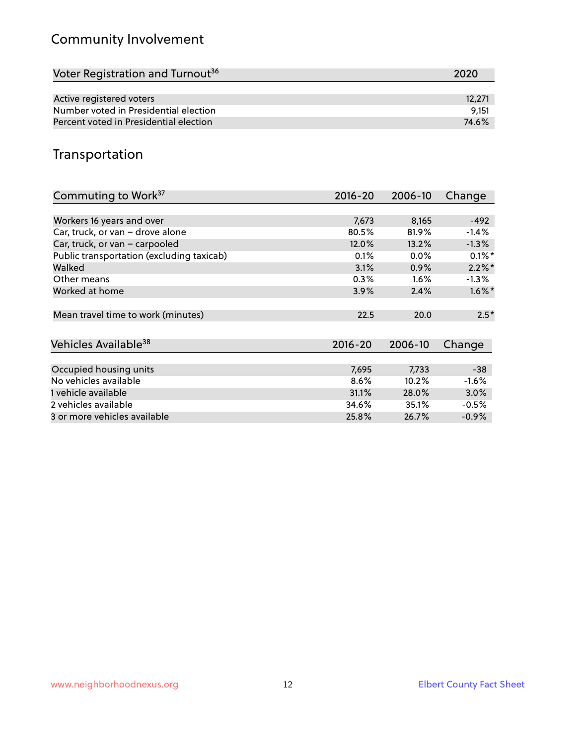## Community Involvement

| Voter Registration and Turnout[36] | 2020 |
|---|---|
| Active registered voters | 12,271 |
| Number voted in Presidential election | 9,151 |
| Percent voted in Presidential election | 74.6% |

## Transportation

| Commuting to Work[37] | 2016-20 | 2006-10 | Change |
|---|---|---|---|
| Workers 16 years and over | 7,673 | 8,165 | -492 |
| Car, truck, or van – drove alone | 80.5% | 81.9% | -1.4% |
| Car, truck, or van – carpooled | 12.0% | 13.2% | -1.3% |
| Public transportation (excluding taxicab) | 0.1% | 0.0% | 0.1%* |
| Walked | 3.1% | 0.9% | 2.2%* |
| Other means | 0.3% | 1.6% | -1.3% |
| Worked at home | 3.9% | 2.4% | 1.6%* |
| Mean travel time to work (minutes) | 22.5 | 20.0 | 2.5* |

| Vehicles Available[38] | 2016-20 | 2006-10 | Change |
|---|---|---|---|
| Occupied housing units | 7,695 | 7,733 | -38 |
| No vehicles available | 8.6% | 10.2% | -1.6% |
| 1 vehicle available | 31.1% | 28.0% | 3.0% |
| 2 vehicles available | 34.6% | 35.1% | -0.5% |
| 3 or more vehicles available | 25.8% | 26.7% | -0.9% |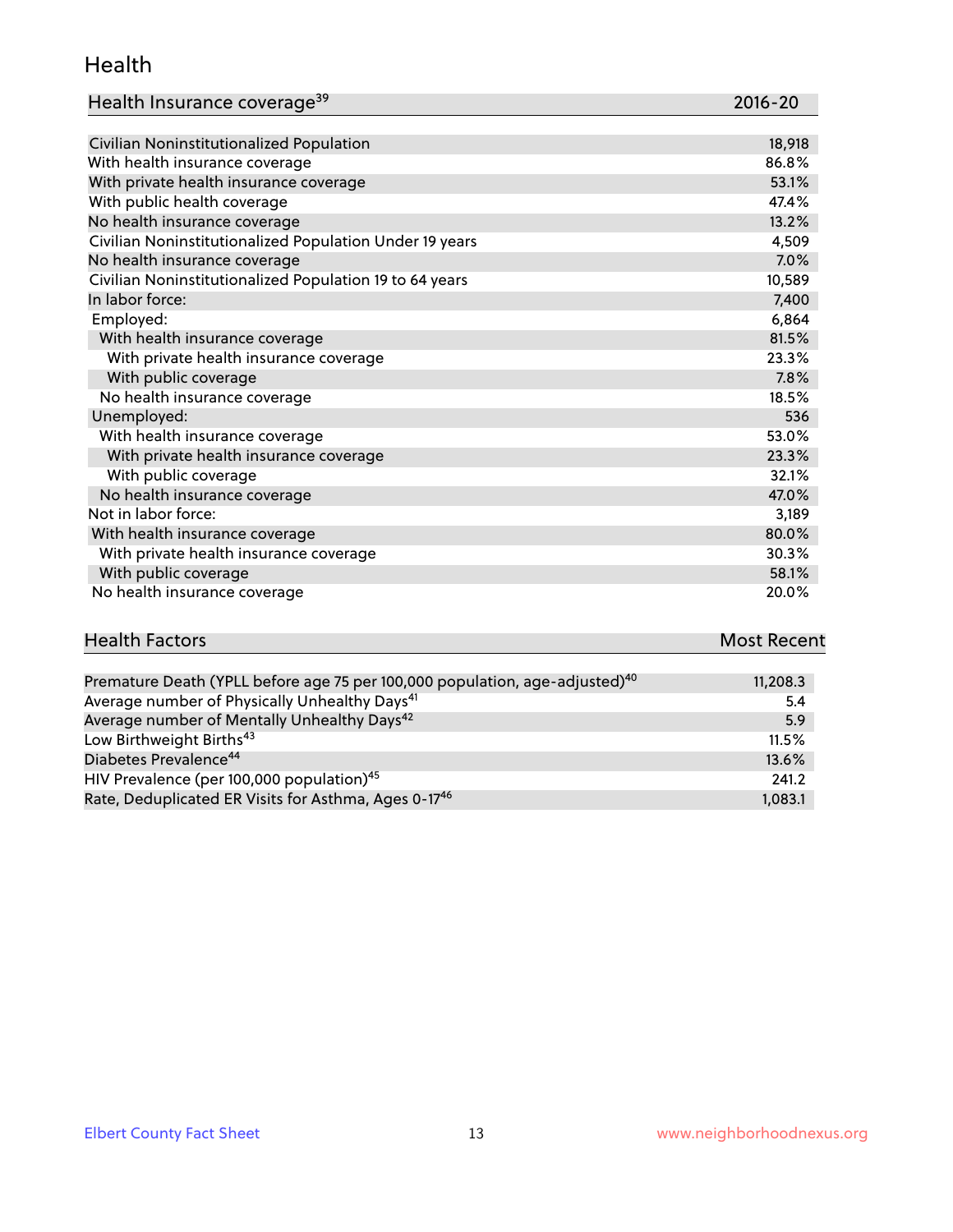## Health

| Health Insurance coverage[39] | 2016-20 |
|---|---|
| Civilian Noninstitutionalized Population | 18,918 |
| With health insurance coverage | 86.8% |
| With private health insurance coverage | 53.1% |
| With public health coverage | 47.4% |
| No health insurance coverage | 13.2% |
| Civilian Noninstitutionalized Population Under 19 years | 4,509 |
| No health insurance coverage | 7.0% |
| Civilian Noninstitutionalized Population 19 to 64 years | 10,589 |
| In labor force: | 7,400 |
| Employed: | 6,864 |
| With health insurance coverage | 81.5% |
| With private health insurance coverage | 23.3% |
| With public coverage | 7.8% |
| No health insurance coverage | 18.5% |
| Unemployed: | 536 |
| With health insurance coverage | 53.0% |
| With private health insurance coverage | 23.3% |
| With public coverage | 32.1% |
| No health insurance coverage | 47.0% |
| Not in labor force: | 3,189 |
| With health insurance coverage | 80.0% |
| With private health insurance coverage | 30.3% |
| With public coverage | 58.1% |
| No health insurance coverage | 20.0% |

| Health Factors | Most Recent |
|---|---|
| Premature Death (YPLL before age 75 per 100,000 population, age-adjusted)[40] | 11,208.3 |
| Average number of Physically Unhealthy Days[41] | 5.4 |
| Average number of Mentally Unhealthy Days[42] | 5.9 |
| Low Birthweight Births[43] | 11.5% |
| Diabetes Prevalence[44] | 13.6% |
| HIV Prevalence (per 100,000 population)[45] | 241.2 |
| Rate, Deduplicated ER Visits for Asthma, Ages 0-17[46] | 1,083.1 |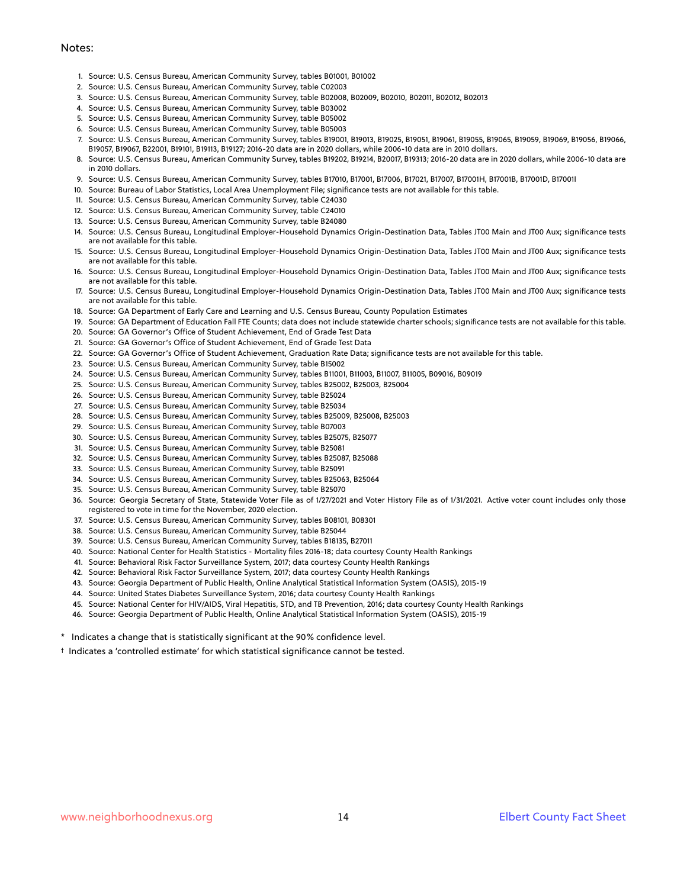Notes:

1. Source: U.S. Census Bureau, American Community Survey, tables B01001, B01002
2. Source: U.S. Census Bureau, American Community Survey, table C02003
3. Source: U.S. Census Bureau, American Community Survey, table B02008, B02009, B02010, B02011, B02012, B02013
4. Source: U.S. Census Bureau, American Community Survey, table B03002
5. Source: U.S. Census Bureau, American Community Survey, table B05002
6. Source: U.S. Census Bureau, American Community Survey, table B05003
7. Source: U.S. Census Bureau, American Community Survey, tables B19001, B19013, B19025, B19051, B19061, B19055, B19065, B19059, B19069, B19056, B19066, B19057, B19067, B22001, B19101, B19113, B19127; 2016-20 data are in 2020 dollars, while 2006-10 data are in 2010 dollars.
8. Source: U.S. Census Bureau, American Community Survey, tables B19202, B19214, B20017, B19313; 2016-20 data are in 2020 dollars, while 2006-10 data are in 2010 dollars.
9. Source: U.S. Census Bureau, American Community Survey, tables B17010, B17001, B17006, B17021, B17007, B17001H, B17001B, B17001D, B17001I
10. Source: Bureau of Labor Statistics, Local Area Unemployment File; significance tests are not available for this table.
11. Source: U.S. Census Bureau, American Community Survey, table C24030
12. Source: U.S. Census Bureau, American Community Survey, table C24010
13. Source: U.S. Census Bureau, American Community Survey, table B24080
14. Source: U.S. Census Bureau, Longitudinal Employer-Household Dynamics Origin-Destination Data, Tables JT00 Main and JT00 Aux; significance tests are not available for this table.
15. Source: U.S. Census Bureau, Longitudinal Employer-Household Dynamics Origin-Destination Data, Tables JT00 Main and JT00 Aux; significance tests are not available for this table.
16. Source: U.S. Census Bureau, Longitudinal Employer-Household Dynamics Origin-Destination Data, Tables JT00 Main and JT00 Aux; significance tests are not available for this table.
17. Source: U.S. Census Bureau, Longitudinal Employer-Household Dynamics Origin-Destination Data, Tables JT00 Main and JT00 Aux; significance tests are not available for this table.
18. Source: GA Department of Early Care and Learning and U.S. Census Bureau, County Population Estimates
19. Source: GA Department of Education Fall FTE Counts; data does not include statewide charter schools; significance tests are not available for this table.
20. Source: GA Governor's Office of Student Achievement, End of Grade Test Data
21. Source: GA Governor's Office of Student Achievement, End of Grade Test Data
22. Source: GA Governor's Office of Student Achievement, Graduation Rate Data; significance tests are not available for this table.
23. Source: U.S. Census Bureau, American Community Survey, table B15002
24. Source: U.S. Census Bureau, American Community Survey, tables B11001, B11003, B11007, B11005, B09016, B09019
25. Source: U.S. Census Bureau, American Community Survey, tables B25002, B25003, B25004
26. Source: U.S. Census Bureau, American Community Survey, table B25024
27. Source: U.S. Census Bureau, American Community Survey, table B25034
28. Source: U.S. Census Bureau, American Community Survey, tables B25009, B25008, B25003
29. Source: U.S. Census Bureau, American Community Survey, table B07003
30. Source: U.S. Census Bureau, American Community Survey, tables B25075, B25077
31. Source: U.S. Census Bureau, American Community Survey, table B25081
32. Source: U.S. Census Bureau, American Community Survey, tables B25087, B25088
33. Source: U.S. Census Bureau, American Community Survey, table B25091
34. Source: U.S. Census Bureau, American Community Survey, tables B25063, B25064
35. Source: U.S. Census Bureau, American Community Survey, table B25070
36. Source: Georgia Secretary of State, Statewide Voter File as of 1/27/2021 and Voter History File as of 1/31/2021. Active voter count includes only those registered to vote in time for the November, 2020 election.
37. Source: U.S. Census Bureau, American Community Survey, tables B08101, B08301
38. Source: U.S. Census Bureau, American Community Survey, table B25044
39. Source: U.S. Census Bureau, American Community Survey, tables B18135, B27011
40. Source: National Center for Health Statistics - Mortality files 2016-18; data courtesy County Health Rankings
41. Source: Behavioral Risk Factor Surveillance System, 2017; data courtesy County Health Rankings
42. Source: Behavioral Risk Factor Surveillance System, 2017; data courtesy County Health Rankings
43. Source: Georgia Department of Public Health, Online Analytical Statistical Information System (OASIS), 2015-19
44. Source: United States Diabetes Surveillance System, 2016; data courtesy County Health Rankings
45. Source: National Center for HIV/AIDS, Viral Hepatitis, STD, and TB Prevention, 2016; data courtesy County Health Rankings
46. Source: Georgia Department of Public Health, Online Analytical Statistical Information System (OASIS), 2015-19

\* Indicates a change that is statistically significant at the 90% confidence level.

† Indicates a 'controlled estimate' for which statistical significance cannot be tested.